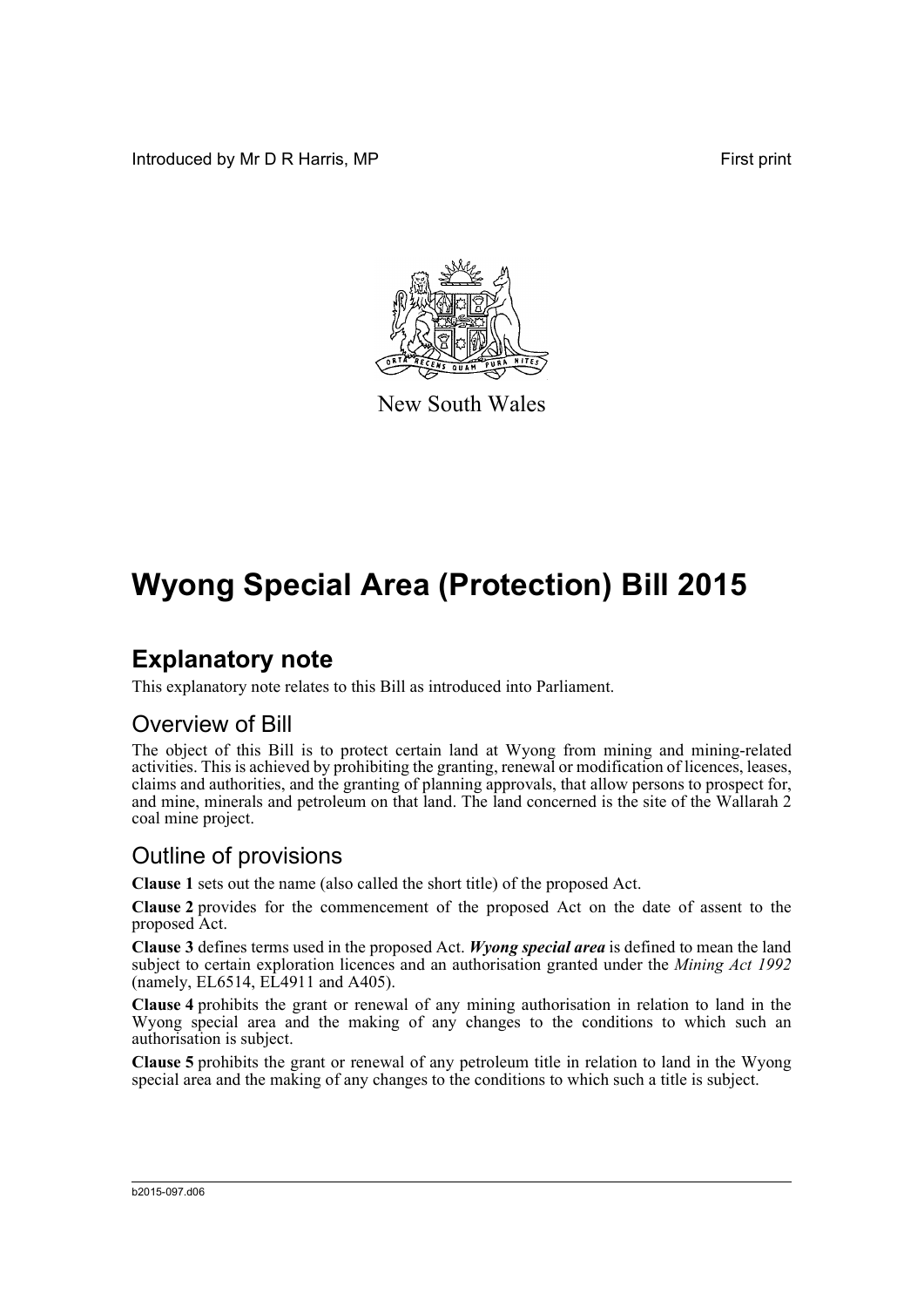Introduced by Mr D R Harris, MP

First print

New South Wales

# Wyong Special Area (Protection) Bill 2015

## Explanatory note

This explanatory note relates to this Bill as introduced into Parliament.

### Overview of Bill

The object of this Bill is to protect certain land at Wyong from mining and mining-related activities. This is achieved by prohibiting the granting, renewal or modification of licences, leases, claims and authorities, and the granting of planning approvals, that allow persons to prospect for, and mine, minerals and petroleum on that land. The land concerned is the site of the Wallarah 2 coal mine project.

### Outline of provisions

**Clause 1** sets out the name (also called the short title) of the proposed Act.

**Clause 2** provides for the commencement of the proposed Act on the date of assent to the proposed Act.

**Clause 3** defines terms used in the proposed Act. ***Wyong special area*** is defined to mean the land subject to certain exploration licences and an authorisation granted under the *Mining Act 1992* (namely, EL6514, EL4911 and A405).

**Clause 4** prohibits the grant or renewal of any mining authorisation in relation to land in the Wyong special area and the making of any changes to the conditions to which such an authorisation is subject.

**Clause 5** prohibits the grant or renewal of any petroleum title in relation to land in the Wyong special area and the making of any changes to the conditions to which such a title is subject.

b2015-097.d06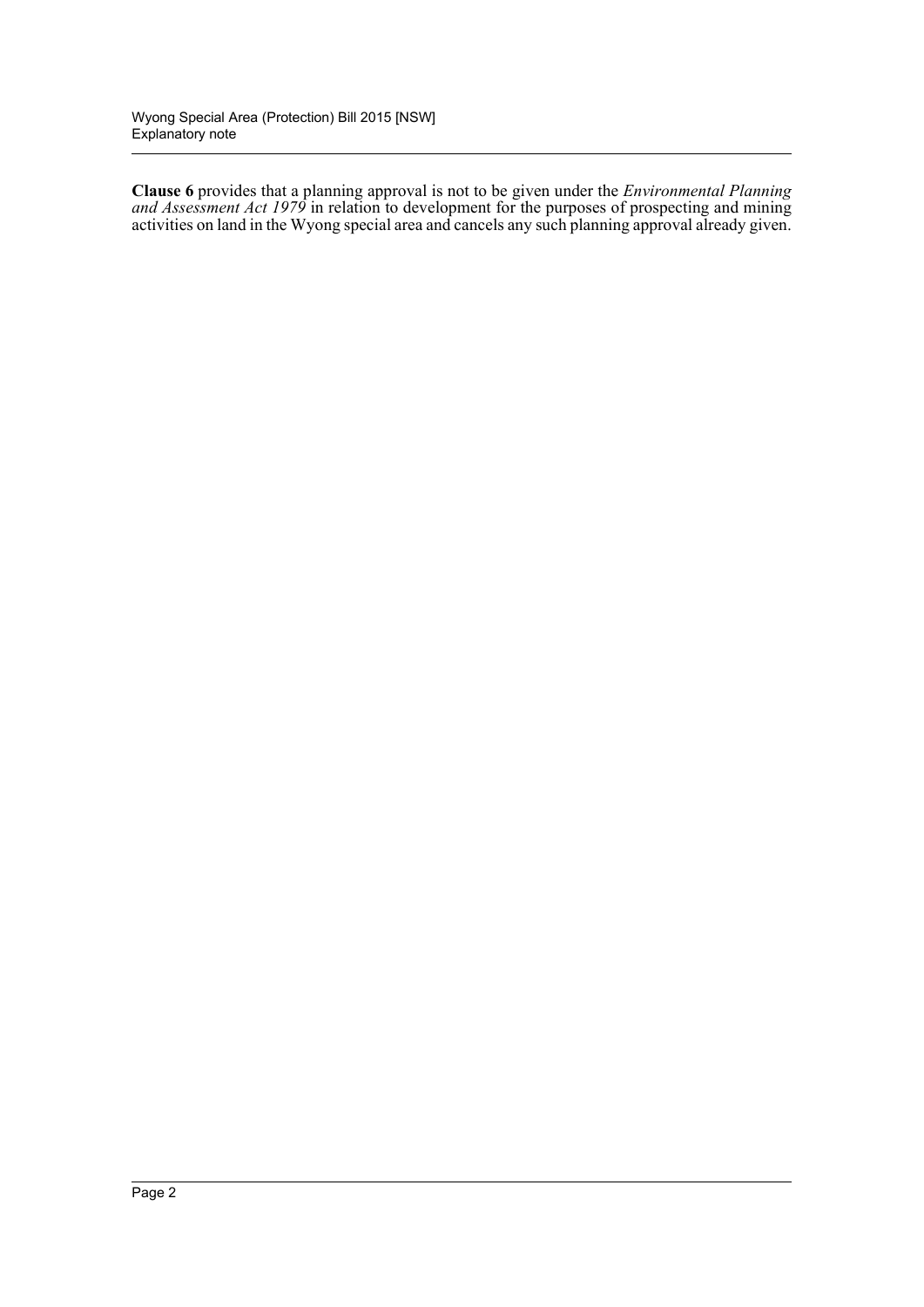**Clause 6** provides that a planning approval is not to be given under the *Environmental Planning and Assessment Act 1979* in relation to development for the purposes of prospecting and mining activities on land in the Wyong special area and cancels any such planning approval already given.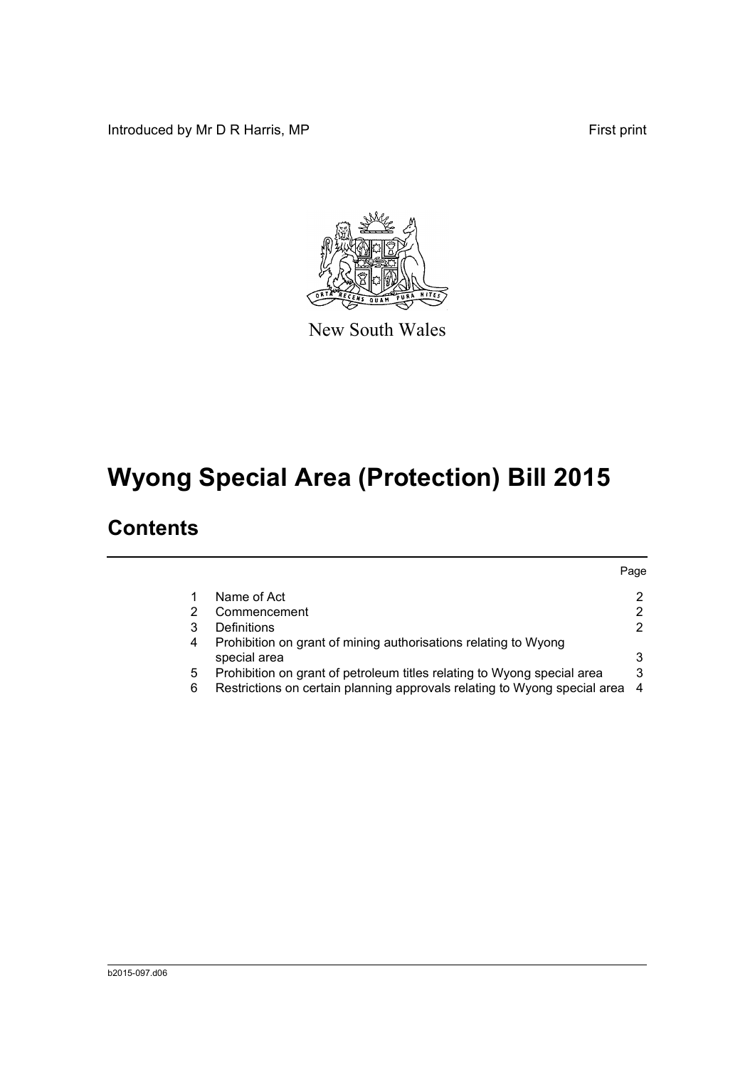Introduced by Mr D R Harris, MP

First print

New South Wales

# Wyong Special Area (Protection) Bill 2015

## Contents

| | | Page |
|---|---|---|
| 1 | Name of Act | 2 |
| 2 | Commencement | 2 |
| 3 | Definitions | 2 |
| 4 | Prohibition on grant of mining authorisations relating to Wyong special area | 3 |
| 5 | Prohibition on grant of petroleum titles relating to Wyong special area | 3 |
| 6 | Restrictions on certain planning approvals relating to Wyong special area | 4 |

b2015-097.d06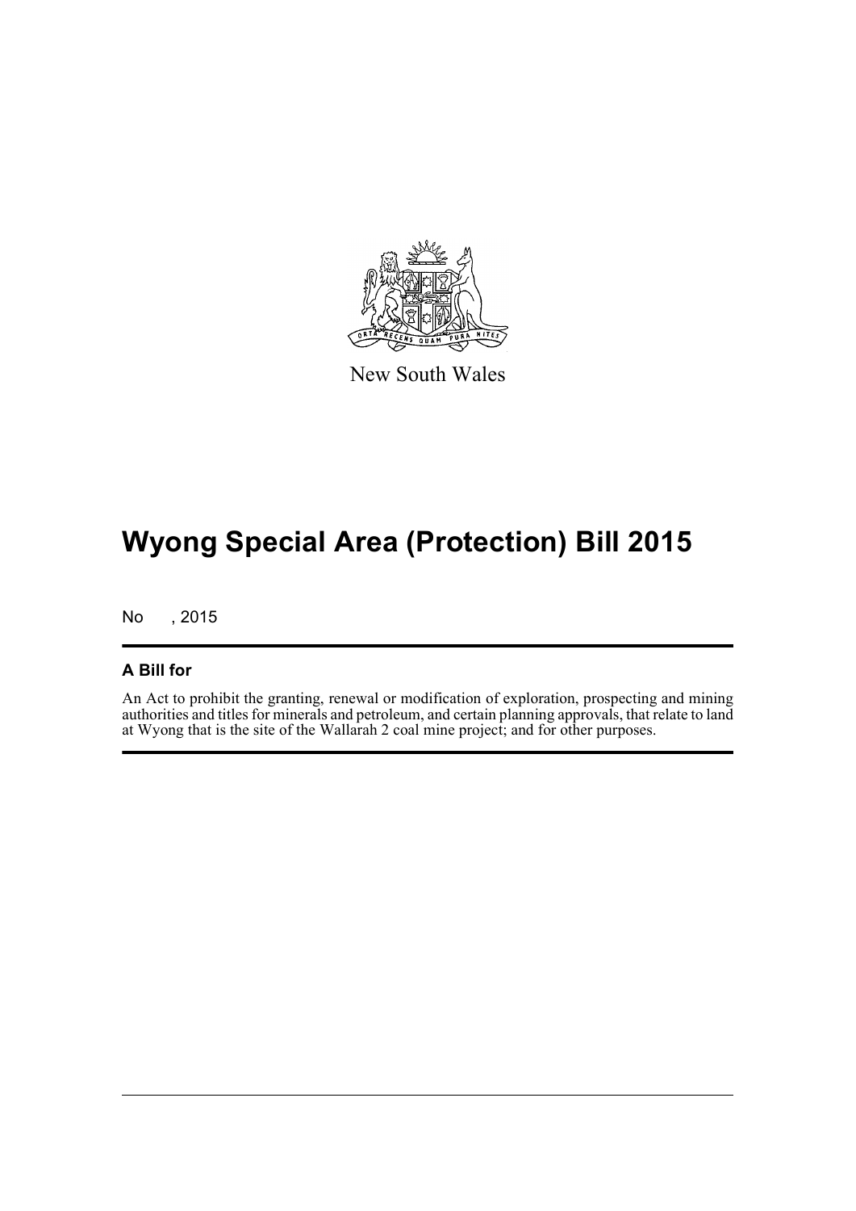New South Wales

# Wyong Special Area (Protection) Bill 2015

No , 2015

## A Bill for

An Act to prohibit the granting, renewal or modification of exploration, prospecting and mining authorities and titles for minerals and petroleum, and certain planning approvals, that relate to land at Wyong that is the site of the Wallarah 2 coal mine project; and for other purposes.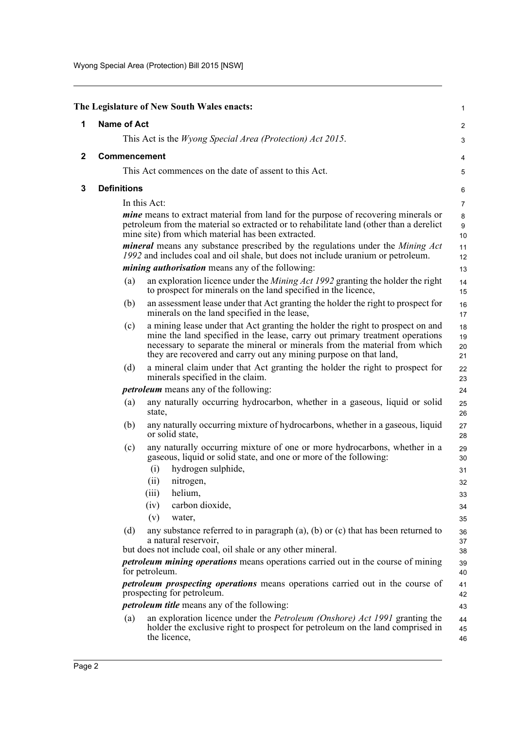**The Legislature of New South Wales enacts:**

## 1 Name of Act

This Act is the *Wyong Special Area (Protection) Act 2015*.

## 2 Commencement

This Act commences on the date of assent to this Act.

## 3 Definitions

In this Act:

***mine*** means to extract material from land for the purpose of recovering minerals or petroleum from the material so extracted or to rehabilitate land (other than a derelict mine site) from which material has been extracted.

***mineral*** means any substance prescribed by the regulations under the *Mining Act 1992* and includes coal and oil shale, but does not include uranium or petroleum.

***mining authorisation*** means any of the following:

- (a) an exploration licence under the *Mining Act 1992* granting the holder the right to prospect for minerals on the land specified in the licence,
- (b) an assessment lease under that Act granting the holder the right to prospect for minerals on the land specified in the lease,
- (c) a mining lease under that Act granting the holder the right to prospect on and mine the land specified in the lease, carry out primary treatment operations necessary to separate the mineral or minerals from the material from which they are recovered and carry out any mining purpose on that land,
- (d) a mineral claim under that Act granting the holder the right to prospect for minerals specified in the claim.

***petroleum*** means any of the following:

- (a) any naturally occurring hydrocarbon, whether in a gaseous, liquid or solid state,
- (b) any naturally occurring mixture of hydrocarbons, whether in a gaseous, liquid or solid state,
- (c) any naturally occurring mixture of one or more hydrocarbons, whether in a gaseous, liquid or solid state, and one or more of the following:
  - (i) hydrogen sulphide,
  - (ii) nitrogen,
  - (iii) helium,
  - (iv) carbon dioxide,
  - (v) water,
- (d) any substance referred to in paragraph (a), (b) or (c) that has been returned to a natural reservoir,

but does not include coal, oil shale or any other mineral.

***petroleum mining operations*** means operations carried out in the course of mining for petroleum.

***petroleum prospecting operations*** means operations carried out in the course of prospecting for petroleum.

***petroleum title*** means any of the following:

- (a) an exploration licence under the *Petroleum (Onshore) Act 1991* granting the holder the exclusive right to prospect for petroleum on the land comprised in the licence,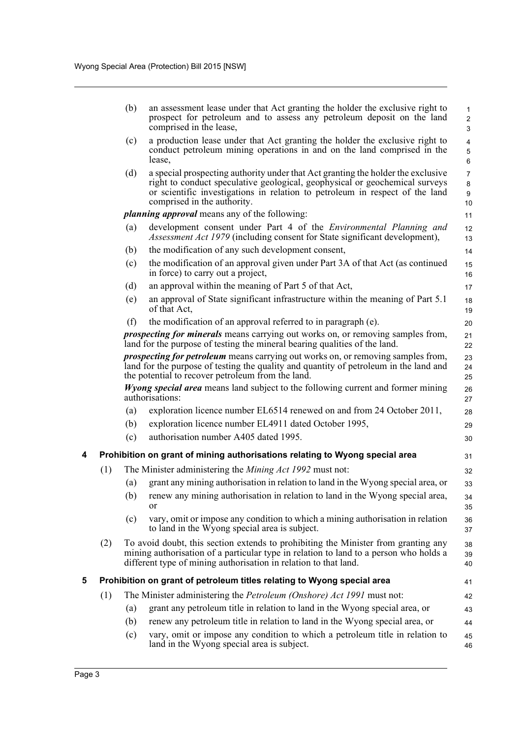(b) an assessment lease under that Act granting the holder the exclusive right to prospect for petroleum and to assess any petroleum deposit on the land comprised in the lease,

(c) a production lease under that Act granting the holder the exclusive right to conduct petroleum mining operations in and on the land comprised in the lease,

(d) a special prospecting authority under that Act granting the holder the exclusive right to conduct speculative geological, geophysical or geochemical surveys or scientific investigations in relation to petroleum in respect of the land comprised in the authority.

***planning approval*** means any of the following:

(a) development consent under Part 4 of the *Environmental Planning and Assessment Act 1979* (including consent for State significant development),

(b) the modification of any such development consent,

(c) the modification of an approval given under Part 3A of that Act (as continued in force) to carry out a project,

(d) an approval within the meaning of Part 5 of that Act,

(e) an approval of State significant infrastructure within the meaning of Part 5.1 of that Act,

(f) the modification of an approval referred to in paragraph (e).

***prospecting for minerals*** means carrying out works on, or removing samples from, land for the purpose of testing the mineral bearing qualities of the land.

***prospecting for petroleum*** means carrying out works on, or removing samples from, land for the purpose of testing the quality and quantity of petroleum in the land and the potential to recover petroleum from the land.

***Wyong special area*** means land subject to the following current and former mining authorisations:

(a) exploration licence number EL6514 renewed on and from 24 October 2011,

(b) exploration licence number EL4911 dated October 1995,

(c) authorisation number A405 dated 1995.

## 4 Prohibition on grant of mining authorisations relating to Wyong special area

(1) The Minister administering the *Mining Act 1992* must not:

(a) grant any mining authorisation in relation to land in the Wyong special area, or

(b) renew any mining authorisation in relation to land in the Wyong special area, or

(c) vary, omit or impose any condition to which a mining authorisation in relation to land in the Wyong special area is subject.

(2) To avoid doubt, this section extends to prohibiting the Minister from granting any mining authorisation of a particular type in relation to land to a person who holds a different type of mining authorisation in relation to that land.

## 5 Prohibition on grant of petroleum titles relating to Wyong special area

(1) The Minister administering the *Petroleum (Onshore) Act 1991* must not:

(a) grant any petroleum title in relation to land in the Wyong special area, or

(b) renew any petroleum title in relation to land in the Wyong special area, or

(c) vary, omit or impose any condition to which a petroleum title in relation to land in the Wyong special area is subject.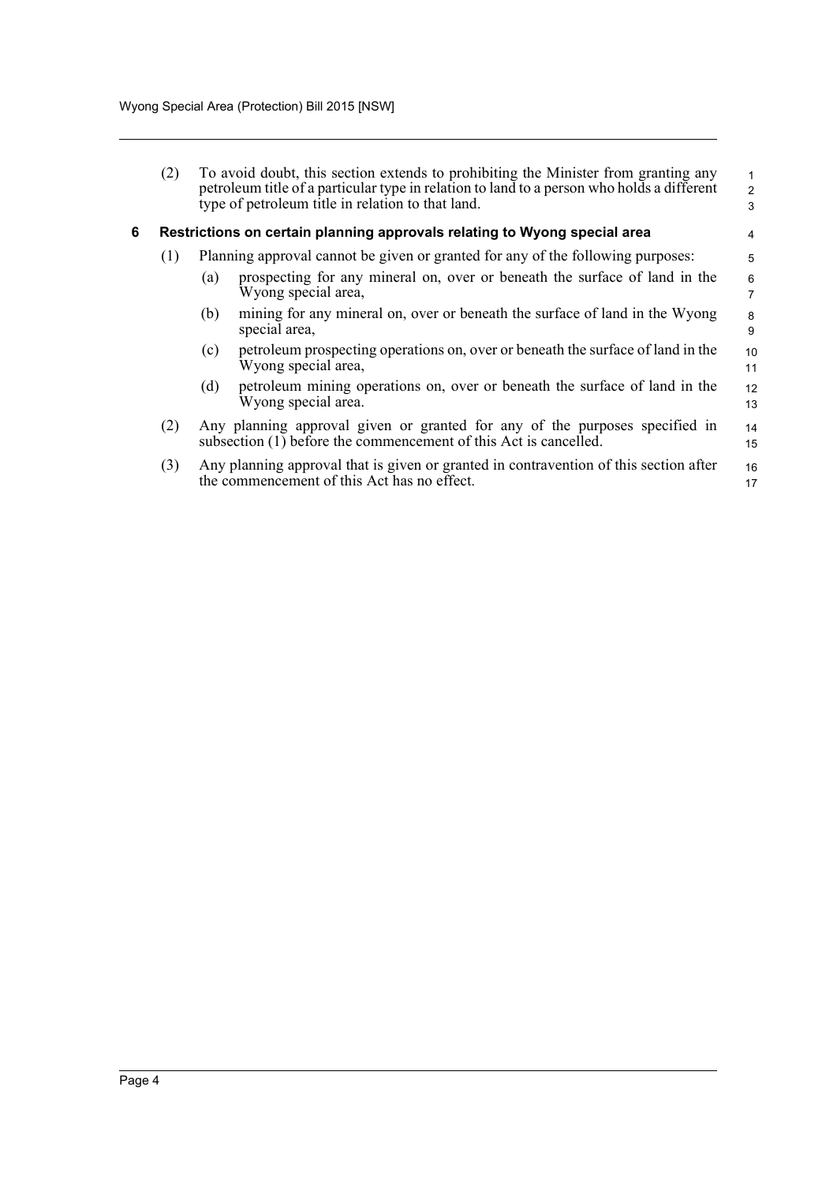(2) To avoid doubt, this section extends to prohibiting the Minister from granting any petroleum title of a particular type in relation to land to a person who holds a different type of petroleum title in relation to that land.

### 6 Restrictions on certain planning approvals relating to Wyong special area

(1) Planning approval cannot be given or granted for any of the following purposes:

(a) prospecting for any mineral on, over or beneath the surface of land in the Wyong special area,

(b) mining for any mineral on, over or beneath the surface of land in the Wyong special area,

(c) petroleum prospecting operations on, over or beneath the surface of land in the Wyong special area,

(d) petroleum mining operations on, over or beneath the surface of land in the Wyong special area.

(2) Any planning approval given or granted for any of the purposes specified in subsection (1) before the commencement of this Act is cancelled.

(3) Any planning approval that is given or granted in contravention of this section after the commencement of this Act has no effect.